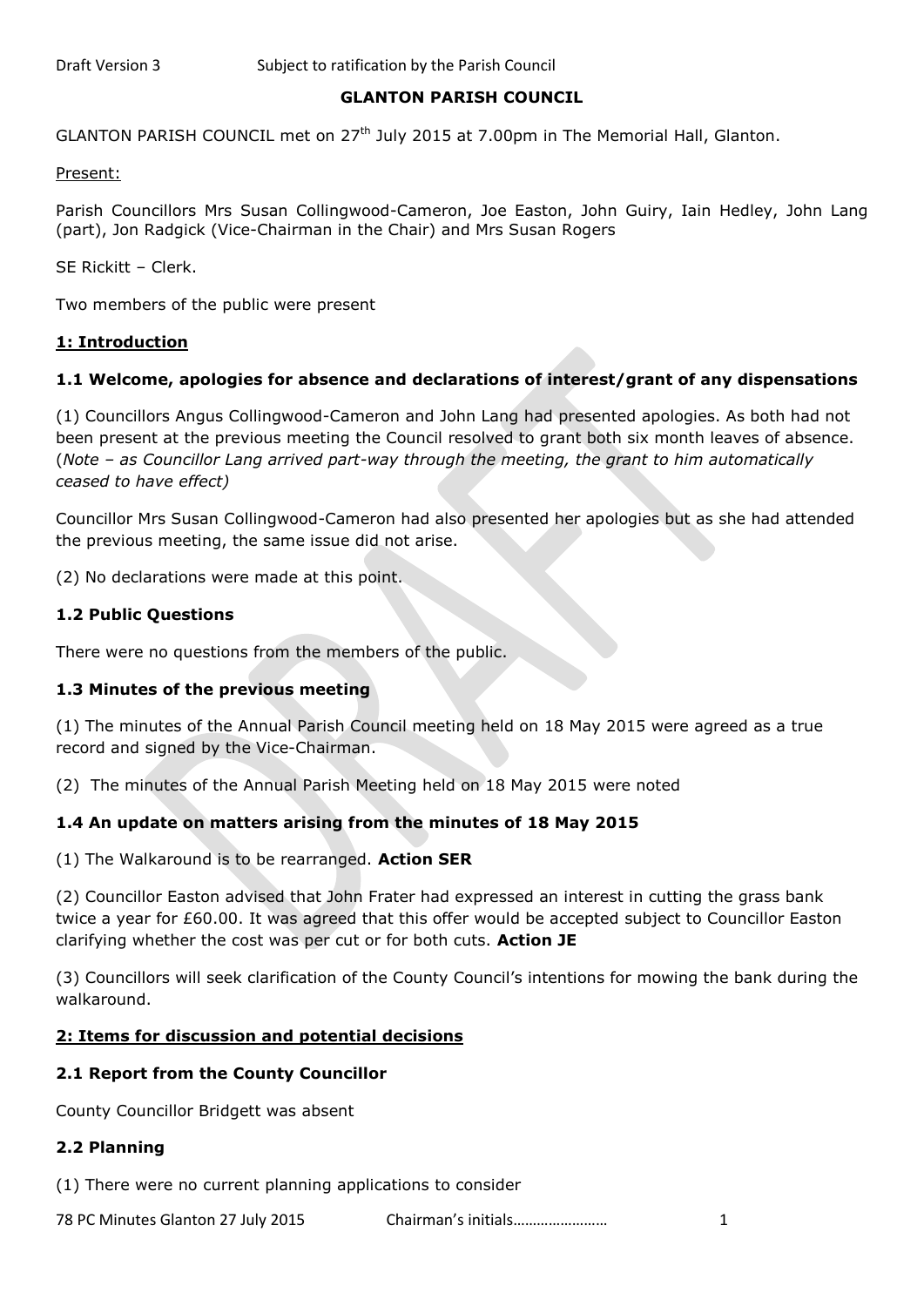Draft Version 3 Subject to ratification by the Parish Council

# GLANTON PARISH COUNCIL

GLANTON PARISH COUNCIL met on 27th July 2015 at 7.00pm in The Memorial Hall, Glanton.

Present:

Parish Councillors Mrs Susan Collingwood-Cameron, Joe Easton, John Guiry, Iain Hedley, John Lang (part), Jon Radgick (Vice-Chairman in the Chair) and Mrs Susan Rogers

SE Rickitt – Clerk.

Two members of the public were present

## 1: Introduction

### 1.1 Welcome, apologies for absence and declarations of interest/grant of any dispensations

(1) Councillors Angus Collingwood-Cameron and John Lang had presented apologies. As both had not been present at the previous meeting the Council resolved to grant both six month leaves of absence. (*Note – as Councillor Lang arrived part-way through the meeting, the grant to him automatically ceased to have effect)*

Councillor Mrs Susan Collingwood-Cameron had also presented her apologies but as she had attended the previous meeting, the same issue did not arise.

(2) No declarations were made at this point.

### 1.2 Public Questions

There were no questions from the members of the public.

### 1.3 Minutes of the previous meeting

(1) The minutes of the Annual Parish Council meeting held on 18 May 2015 were agreed as a true record and signed by the Vice-Chairman.

(2) The minutes of the Annual Parish Meeting held on 18 May 2015 were noted

### 1.4 An update on matters arising from the minutes of 18 May 2015

(1) The Walkaround is to be rearranged. **Action SER**

(2) Councillor Easton advised that John Frater had expressed an interest in cutting the grass bank twice a year for £60.00. It was agreed that this offer would be accepted subject to Councillor Easton clarifying whether the cost was per cut or for both cuts. **Action JE**

(3) Councillors will seek clarification of the County Council's intentions for mowing the bank during the walkaround.

## 2: Items for discussion and potential decisions

### 2.1 Report from the County Councillor

County Councillor Bridgett was absent

### 2.2 Planning

(1) There were no current planning applications to consider

78 PC Minutes Glanton 27 July 2015 Chairman's initials……………………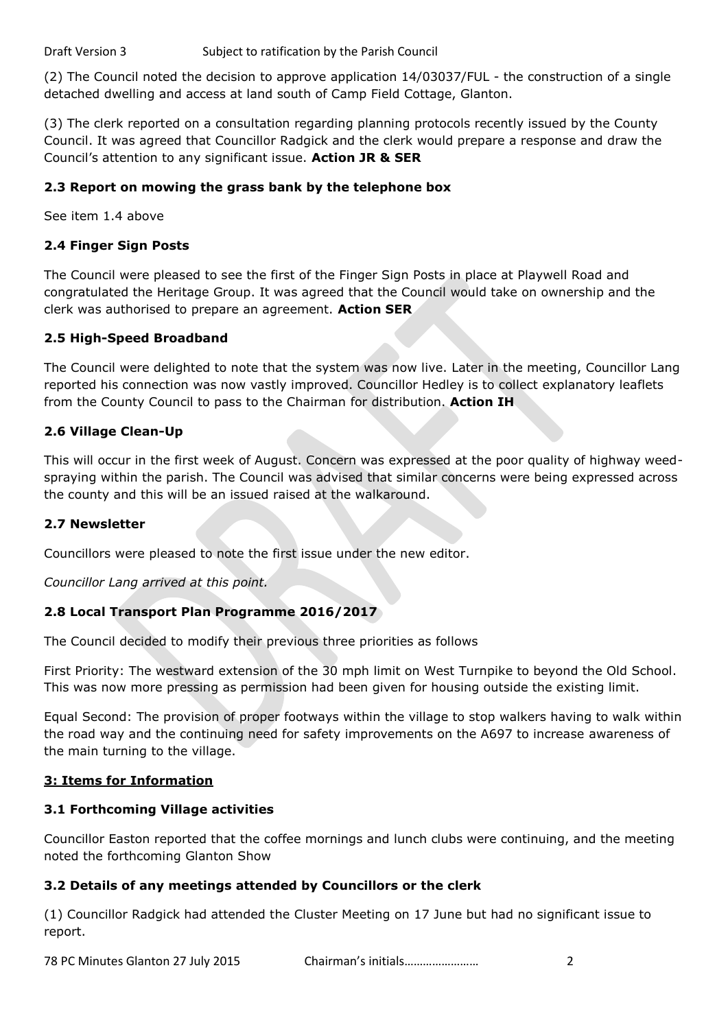(2) The Council noted the decision to approve application 14/03037/FUL - the construction of a single detached dwelling and access at land south of Camp Field Cottage, Glanton.

(3) The clerk reported on a consultation regarding planning protocols recently issued by the County Council. It was agreed that Councillor Radgick and the clerk would prepare a response and draw the Council's attention to any significant issue. **Action JR & SER**

### 2.3 Report on mowing the grass bank by the telephone box

See item 1.4 above

### 2.4 Finger Sign Posts

The Council were pleased to see the first of the Finger Sign Posts in place at Playwell Road and congratulated the Heritage Group. It was agreed that the Council would take on ownership and the clerk was authorised to prepare an agreement. **Action SER**

### 2.5 High-Speed Broadband

The Council were delighted to note that the system was now live. Later in the meeting, Councillor Lang reported his connection was now vastly improved. Councillor Hedley is to collect explanatory leaflets from the County Council to pass to the Chairman for distribution. **Action IH**

### 2.6 Village Clean-Up

This will occur in the first week of August. Concern was expressed at the poor quality of highway weed-spraying within the parish. The Council was advised that similar concerns were being expressed across the county and this will be an issued raised at the walkaround.

### 2.7 Newsletter

Councillors were pleased to note the first issue under the new editor.

*Councillor Lang arrived at this point.*

### 2.8 Local Transport Plan Programme 2016/2017

The Council decided to modify their previous three priorities as follows

First Priority: The westward extension of the 30 mph limit on West Turnpike to beyond the Old School. This was now more pressing as permission had been given for housing outside the existing limit.

Equal Second: The provision of proper footways within the village to stop walkers having to walk within the road way and the continuing need for safety improvements on the A697 to increase awareness of the main turning to the village.

## 3: Items for Information

### 3.1 Forthcoming Village activities

Councillor Easton reported that the coffee mornings and lunch clubs were continuing, and the meeting noted the forthcoming Glanton Show

### 3.2 Details of any meetings attended by Councillors or the clerk

(1) Councillor Radgick had attended the Cluster Meeting on 17 June but had no significant issue to report.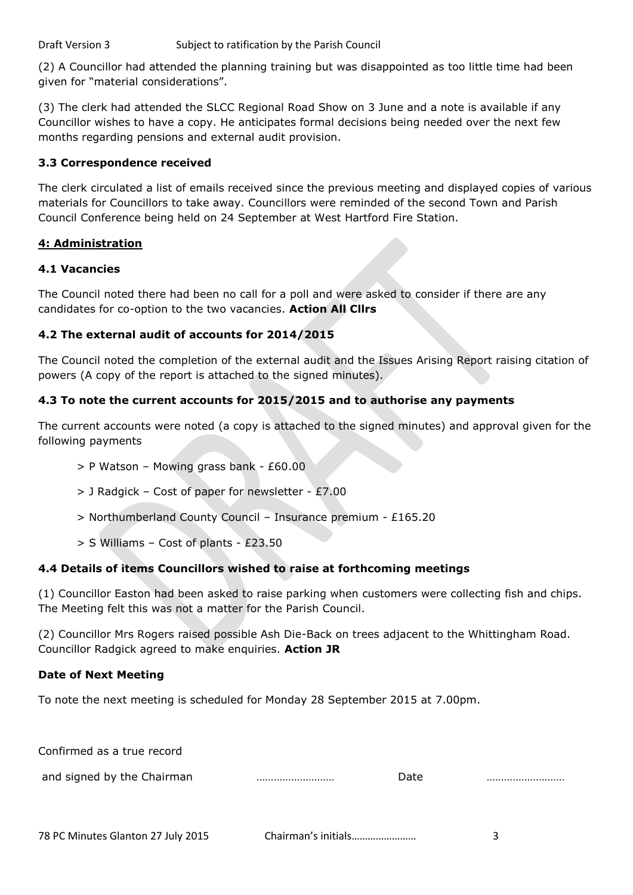(2) A Councillor had attended the planning training but was disappointed as too little time had been given for "material considerations".

(3) The clerk had attended the SLCC Regional Road Show on 3 June and a note is available if any Councillor wishes to have a copy. He anticipates formal decisions being needed over the next few months regarding pensions and external audit provision.

### 3.3 Correspondence received

The clerk circulated a list of emails received since the previous meeting and displayed copies of various materials for Councillors to take away. Councillors were reminded of the second Town and Parish Council Conference being held on 24 September at West Hartford Fire Station.

## 4: Administration

### 4.1 Vacancies

The Council noted there had been no call for a poll and were asked to consider if there are any candidates for co-option to the two vacancies. **Action All Cllrs**

### 4.2 The external audit of accounts for 2014/2015

The Council noted the completion of the external audit and the Issues Arising Report raising citation of powers (A copy of the report is attached to the signed minutes).

### 4.3 To note the current accounts for 2015/2015 and to authorise any payments

The current accounts were noted (a copy is attached to the signed minutes) and approval given for the following payments

> P Watson – Mowing grass bank - £60.00

> J Radgick – Cost of paper for newsletter - £7.00

> Northumberland County Council – Insurance premium - £165.20

> S Williams – Cost of plants - £23.50

### 4.4 Details of items Councillors wished to raise at forthcoming meetings

(1) Councillor Easton had been asked to raise parking when customers were collecting fish and chips. The Meeting felt this was not a matter for the Parish Council.

(2) Councillor Mrs Rogers raised possible Ash Die-Back on trees adjacent to the Whittingham Road. Councillor Radgick agreed to make enquiries. **Action JR**

### Date of Next Meeting

To note the next meeting is scheduled for Monday 28 September 2015 at 7.00pm.

Confirmed as a true record

and signed by the Chairman ……………………… Date ………………………

Chairman's initials……………………